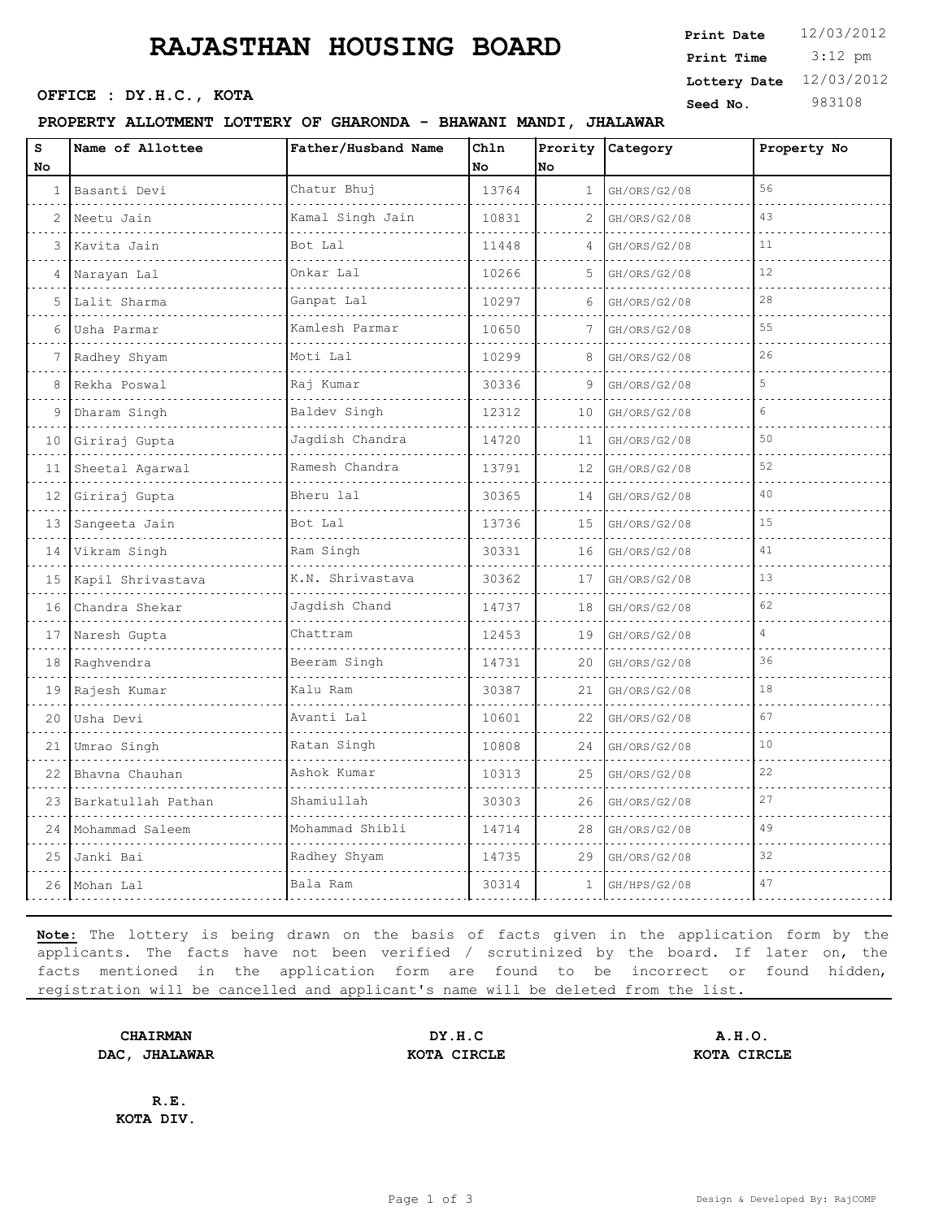# RAJASTHAN HOUSING BOARD

**OFFICE : DY.H.C., KOTA**

| | |
|---|---|
| **Print Date** | 12/03/2012 |
| **Print Time** | 3:12 pm |
| **Lottery Date** | 12/03/2012 |
| **Seed No.** | 983108 |

**PROPERTY ALLOTMENT LOTTERY OF GHARONDA - BHAWANI MANDI, JHALAWAR**

| S No | Name of Allottee | Father/Husband Name | Chln No | Prority No | Category | Property No |
|---|---|---|---|---|---|---|
| 1 | Basanti Devi | Chatur Bhuj | 13764 | 1 | GH/ORS/G2/08 | 56 |
| 2 | Neetu Jain | Kamal Singh Jain | 10831 | 2 | GH/ORS/G2/08 | 43 |
| 3 | Kavita Jain | Bot Lal | 11448 | 4 | GH/ORS/G2/08 | 11 |
| 4 | Narayan Lal | Onkar Lal | 10266 | 5 | GH/ORS/G2/08 | 12 |
| 5 | Lalit Sharma | Ganpat Lal | 10297 | 6 | GH/ORS/G2/08 | 28 |
| 6 | Usha Parmar | Kamlesh Parmar | 10650 | 7 | GH/ORS/G2/08 | 55 |
| 7 | Radhey Shyam | Moti Lal | 10299 | 8 | GH/ORS/G2/08 | 26 |
| 8 | Rekha Poswal | Raj Kumar | 30336 | 9 | GH/ORS/G2/08 | 5 |
| 9 | Dharam Singh | Baldev Singh | 12312 | 10 | GH/ORS/G2/08 | 6 |
| 10 | Giriraj Gupta | Jagdish Chandra | 14720 | 11 | GH/ORS/G2/08 | 50 |
| 11 | Sheetal Agarwal | Ramesh Chandra | 13791 | 12 | GH/ORS/G2/08 | 52 |
| 12 | Giriraj Gupta | Bheru lal | 30365 | 14 | GH/ORS/G2/08 | 40 |
| 13 | Sangeeta Jain | Bot Lal | 13736 | 15 | GH/ORS/G2/08 | 15 |
| 14 | Vikram Singh | Ram Singh | 30331 | 16 | GH/ORS/G2/08 | 41 |
| 15 | Kapil Shrivastava | K.N. Shrivastava | 30362 | 17 | GH/ORS/G2/08 | 13 |
| 16 | Chandra Shekar | Jagdish Chand | 14737 | 18 | GH/ORS/G2/08 | 62 |
| 17 | Naresh Gupta | Chattram | 12453 | 19 | GH/ORS/G2/08 | 4 |
| 18 | Raghvendra | Beeram Singh | 14731 | 20 | GH/ORS/G2/08 | 36 |
| 19 | Rajesh Kumar | Kalu Ram | 30387 | 21 | GH/ORS/G2/08 | 18 |
| 20 | Usha Devi | Avanti Lal | 10601 | 22 | GH/ORS/G2/08 | 67 |
| 21 | Umrao Singh | Ratan Singh | 10808 | 24 | GH/ORS/G2/08 | 10 |
| 22 | Bhavna Chauhan | Ashok Kumar | 10313 | 25 | GH/ORS/G2/08 | 22 |
| 23 | Barkatullah Pathan | Shamiullah | 30303 | 26 | GH/ORS/G2/08 | 27 |
| 24 | Mohammad Saleem | Mohammad Shibli | 14714 | 28 | GH/ORS/G2/08 | 49 |
| 25 | Janki Bai | Radhey Shyam | 14735 | 29 | GH/ORS/G2/08 | 32 |
| 26 | Mohan Lal | Bala Ram | 30314 | 1 | GH/HPS/G2/08 | 47 |

**Note:** The lottery is being drawn on the basis of facts given in the application form by the applicants. The facts have not been verified / scrutinized by the board. If later on, the facts mentioned in the application form are found to be incorrect or found hidden, registration will be cancelled and applicant's name will be deleted from the list.

| | | |
|---|---|---|
| **CHAIRMAN**<br>**DAC, JHALAWAR** | **DY.H.C**<br>**KOTA CIRCLE** | **A.H.O.**<br>**KOTA CIRCLE** |

**R.E.**
**KOTA DIV.**

Design & Developed By: RajCOMP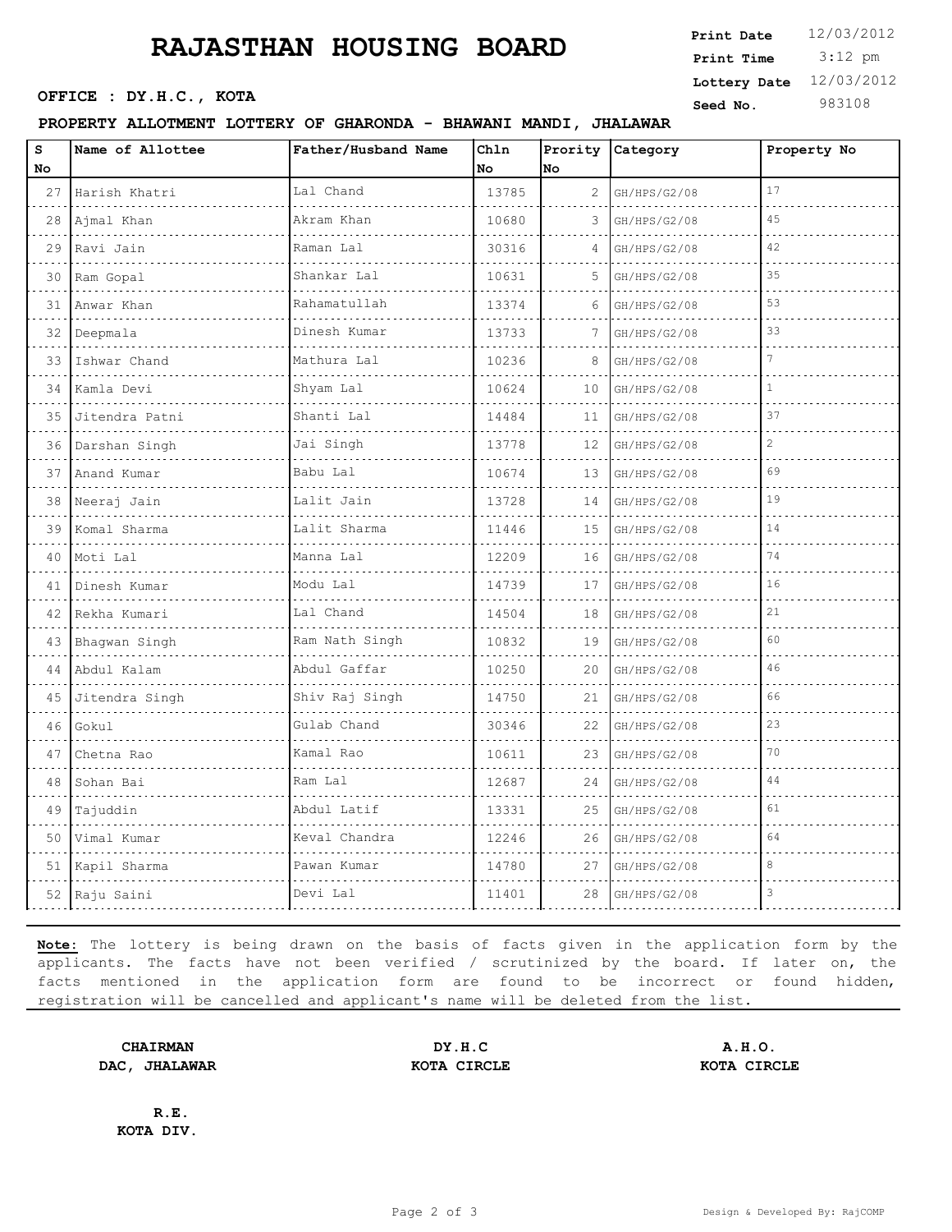# RAJASTHAN HOUSING BOARD

**OFFICE : DY.H.C., KOTA**

| | |
|---|---|
| **Print Date** | 12/03/2012 |
| **Print Time** | 3:12 pm |
| **Lottery Date** | 12/03/2012 |
| **Seed No.** | 983108 |

**PROPERTY ALLOTMENT LOTTERY OF GHARONDA - BHAWANI MANDI, JHALAWAR**

| S No | Name of Allottee | Father/Husband Name | Chln No | Prority No | Category | Property No |
|---|---|---|---|---|---|---|
| 27 | Harish Khatri | Lal Chand | 13785 | 2 | GH/HPS/G2/08 | 17 |
| 28 | Ajmal Khan | Akram Khan | 10680 | 3 | GH/HPS/G2/08 | 45 |
| 29 | Ravi Jain | Raman Lal | 30316 | 4 | GH/HPS/G2/08 | 42 |
| 30 | Ram Gopal | Shankar Lal | 10631 | 5 | GH/HPS/G2/08 | 35 |
| 31 | Anwar Khan | Rahamatullah | 13374 | 6 | GH/HPS/G2/08 | 53 |
| 32 | Deepmala | Dinesh Kumar | 13733 | 7 | GH/HPS/G2/08 | 33 |
| 33 | Ishwar Chand | Mathura Lal | 10236 | 8 | GH/HPS/G2/08 | 7 |
| 34 | Kamla Devi | Shyam Lal | 10624 | 10 | GH/HPS/G2/08 | 1 |
| 35 | Jitendra Patni | Shanti Lal | 14484 | 11 | GH/HPS/G2/08 | 37 |
| 36 | Darshan Singh | Jai Singh | 13778 | 12 | GH/HPS/G2/08 | 2 |
| 37 | Anand Kumar | Babu Lal | 10674 | 13 | GH/HPS/G2/08 | 69 |
| 38 | Neeraj Jain | Lalit Jain | 13728 | 14 | GH/HPS/G2/08 | 19 |
| 39 | Komal Sharma | Lalit Sharma | 11446 | 15 | GH/HPS/G2/08 | 14 |
| 40 | Moti Lal | Manna Lal | 12209 | 16 | GH/HPS/G2/08 | 74 |
| 41 | Dinesh Kumar | Modu Lal | 14739 | 17 | GH/HPS/G2/08 | 16 |
| 42 | Rekha Kumari | Lal Chand | 14504 | 18 | GH/HPS/G2/08 | 21 |
| 43 | Bhagwan Singh | Ram Nath Singh | 10832 | 19 | GH/HPS/G2/08 | 60 |
| 44 | Abdul Kalam | Abdul Gaffar | 10250 | 20 | GH/HPS/G2/08 | 46 |
| 45 | Jitendra Singh | Shiv Raj Singh | 14750 | 21 | GH/HPS/G2/08 | 66 |
| 46 | Gokul | Gulab Chand | 30346 | 22 | GH/HPS/G2/08 | 23 |
| 47 | Chetna Rao | Kamal Rao | 10611 | 23 | GH/HPS/G2/08 | 70 |
| 48 | Sohan Bai | Ram Lal | 12687 | 24 | GH/HPS/G2/08 | 44 |
| 49 | Tajuddin | Abdul Latif | 13331 | 25 | GH/HPS/G2/08 | 61 |
| 50 | Vimal Kumar | Keval Chandra | 12246 | 26 | GH/HPS/G2/08 | 64 |
| 51 | Kapil Sharma | Pawan Kumar | 14780 | 27 | GH/HPS/G2/08 | 8 |
| 52 | Raju Saini | Devi Lal | 11401 | 28 | GH/HPS/G2/08 | 3 |

**Note:** The lottery is being drawn on the basis of facts given in the application form by the applicants. The facts have not been verified / scrutinized by the board. If later on, the facts mentioned in the application form are found to be incorrect or found hidden, registration will be cancelled and applicant's name will be deleted from the list.

**CHAIRMAN**
**DAC, JHALAWAR**

**DY.H.C**
**KOTA CIRCLE**

**A.H.O.**
**KOTA CIRCLE**

**R.E.**
**KOTA DIV.**

Design & Developed By: RajCOMP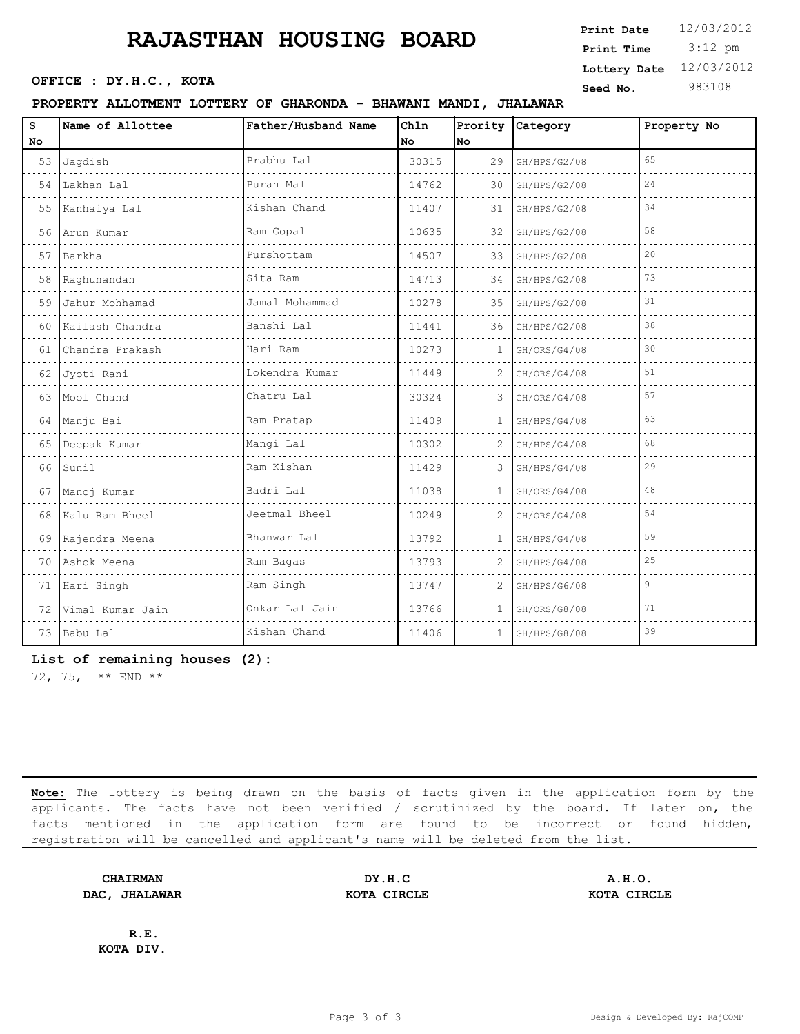# RAJASTHAN HOUSING BOARD

**Print Date** 12/03/2012
**Print Time** 3:12 pm
**Lottery Date** 12/03/2012
**Seed No.** 983108

**OFFICE : DY.H.C., KOTA**

**PROPERTY ALLOTMENT LOTTERY OF GHARONDA - BHAWANI MANDI, JHALAWAR**

| S No | Name of Allottee | Father/Husband Name | Chln No | Prority No | Category | Property No |
|---|---|---|---|---|---|---|
| 53 | Jagdish | Prabhu Lal | 30315 | 29 | GH/HPS/G2/08 | 65 |
| 54 | Lakhan Lal | Puran Mal | 14762 | 30 | GH/HPS/G2/08 | 24 |
| 55 | Kanhaiya Lal | Kishan Chand | 11407 | 31 | GH/HPS/G2/08 | 34 |
| 56 | Arun Kumar | Ram Gopal | 10635 | 32 | GH/HPS/G2/08 | 58 |
| 57 | Barkha | Purshottam | 14507 | 33 | GH/HPS/G2/08 | 20 |
| 58 | Raghunandan | Sita Ram | 14713 | 34 | GH/HPS/G2/08 | 73 |
| 59 | Jahur Mohhamad | Jamal Mohammad | 10278 | 35 | GH/HPS/G2/08 | 31 |
| 60 | Kailash Chandra | Banshi Lal | 11441 | 36 | GH/HPS/G2/08 | 38 |
| 61 | Chandra Prakash | Hari Ram | 10273 | 1 | GH/ORS/G4/08 | 30 |
| 62 | Jyoti Rani | Lokendra Kumar | 11449 | 2 | GH/ORS/G4/08 | 51 |
| 63 | Mool Chand | Chatru Lal | 30324 | 3 | GH/ORS/G4/08 | 57 |
| 64 | Manju Bai | Ram Pratap | 11409 | 1 | GH/HPS/G4/08 | 63 |
| 65 | Deepak Kumar | Mangi Lal | 10302 | 2 | GH/HPS/G4/08 | 68 |
| 66 | Sunil | Ram Kishan | 11429 | 3 | GH/HPS/G4/08 | 29 |
| 67 | Manoj Kumar | Badri Lal | 11038 | 1 | GH/ORS/G4/08 | 48 |
| 68 | Kalu Ram Bheel | Jeetmal Bheel | 10249 | 2 | GH/ORS/G4/08 | 54 |
| 69 | Rajendra Meena | Bhanwar Lal | 13792 | 1 | GH/HPS/G4/08 | 59 |
| 70 | Ashok Meena | Ram Bagas | 13793 | 2 | GH/HPS/G4/08 | 25 |
| 71 | Hari Singh | Ram Singh | 13747 | 2 | GH/HPS/G6/08 | 9 |
| 72 | Vimal Kumar Jain | Onkar Lal Jain | 13766 | 1 | GH/ORS/G8/08 | 71 |
| 73 | Babu Lal | Kishan Chand | 11406 | 1 | GH/HPS/G8/08 | 39 |

**List of remaining houses (2):**

72, 75, ** END **

**Note:** The lottery is being drawn on the basis of facts given in the application form by the applicants. The facts have not been verified / scrutinized by the board. If later on, the facts mentioned in the application form are found to be incorrect or found hidden, registration will be cancelled and applicant's name will be deleted from the list.

**CHAIRMAN**
**DAC, JHALAWAR**

**DY.H.C**
**KOTA CIRCLE**

**A.H.O.**
**KOTA CIRCLE**

**R.E.**
**KOTA DIV.**

Design & Developed By: RajCOMP